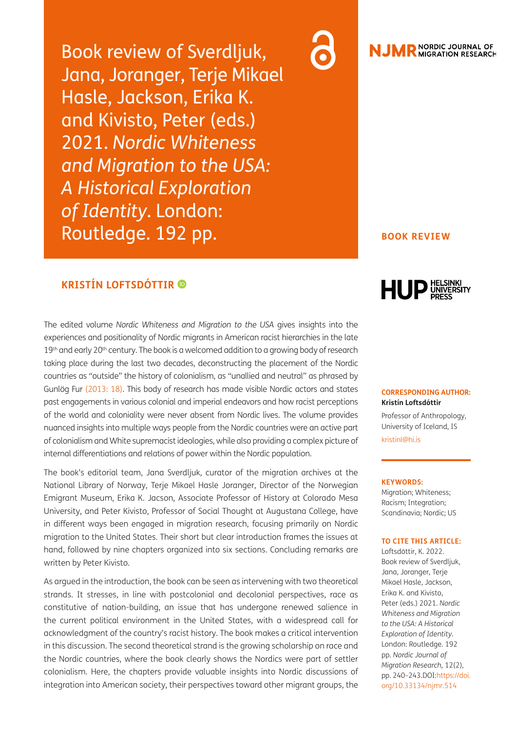# Book review of Sverdljuk, Jana, Joranger, Terje Mikael Hasle, Jackson, Erika K. and Kivisto, Peter (eds.) 2021. *Nordic Whiteness and Migration to the USA: A Historical Exploration of Identity*. London: Routledge. 192 pp.

NJMR NORDIC JOURNAL OF MIGRATION RESEARCH

**BOOK REVIEW**

HUP HELSINKI UNIVERSITY PRESS

**KRISTÍN LOFTSDÓTTIR**

The edited volume *Nordic Whiteness and Migration to the USA* gives insights into the experiences and positionality of Nordic migrants in American racist hierarchies in the late 19th and early 20th century. The book is a welcomed addition to a growing body of research taking place during the last two decades, deconstructing the placement of the Nordic countries as "outside" the history of colonialism, as "unallied and neutral" as phrased by Gunlög Fur (2013: 18). This body of research has made visible Nordic actors and states past engagements in various colonial and imperial endeavors and how racist perceptions of the world and coloniality were never absent from Nordic lives. The volume provides nuanced insights into multiple ways people from the Nordic countries were an active part of colonialism and White supremacist ideologies, while also providing a complex picture of internal differentiations and relations of power within the Nordic population.

The book's editorial team, Jana Sverdljuk, curator of the migration archives at the National Library of Norway, Terje Mikael Hasle Joranger, Director of the Norwegian Emigrant Museum, Erika K. Jacson, Associate Professor of History at Colorado Mesa University, and Peter Kivisto, Professor of Social Thought at Augustana College, have in different ways been engaged in migration research, focusing primarily on Nordic migration to the United States. Their short but clear introduction frames the issues at hand, followed by nine chapters organized into six sections. Concluding remarks are written by Peter Kivisto.

As argued in the introduction, the book can be seen as intervening with two theoretical strands. It stresses, in line with postcolonial and decolonial perspectives, race as constitutive of nation-building, an issue that has undergone renewed salience in the current political environment in the United States, with a widespread call for acknowledgment of the country's racist history. The book makes a critical intervention in this discussion. The second theoretical strand is the growing scholarship on race and the Nordic countries, where the book clearly shows the Nordics were part of settler colonialism. Here, the chapters provide valuable insights into Nordic discussions of integration into American society, their perspectives toward other migrant groups, the

**CORRESPONDING AUTHOR:**
**Kristín Loftsdóttir**

Professor of Anthropology, University of Iceland, IS

kristinl@hi.is

**KEYWORDS:**
Migration; Whiteness; Racism; Integration; Scandinavia; Nordic; US

**TO CITE THIS ARTICLE:**
Loftsdóttir, K. 2022. Book review of Sverdljuk, Jana, Joranger, Terje Mikael Hasle, Jackson, Erika K. and Kivisto, Peter (eds.) 2021. *Nordic Whiteness and Migration to the USA: A Historical Exploration of Identity*. London: Routledge. 192 pp. *Nordic Journal of Migration Research*, 12(2), pp. 240–243.DOI:https://doi.org/10.33134/njmr.514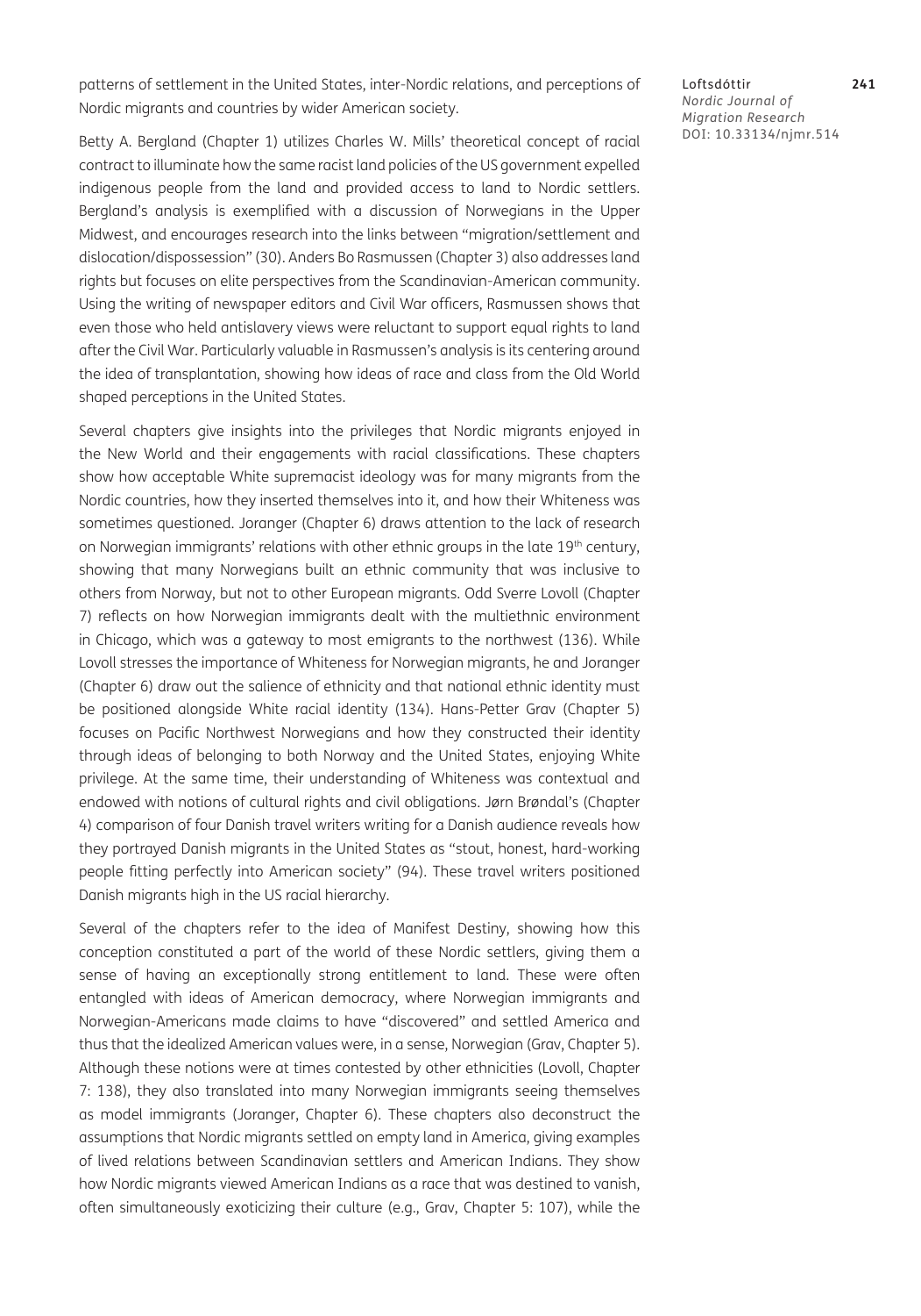patterns of settlement in the United States, inter-Nordic relations, and perceptions of Nordic migrants and countries by wider American society.

Betty A. Bergland (Chapter 1) utilizes Charles W. Mills' theoretical concept of racial contract to illuminate how the same racist land policies of the US government expelled indigenous people from the land and provided access to land to Nordic settlers. Bergland's analysis is exemplified with a discussion of Norwegians in the Upper Midwest, and encourages research into the links between "migration/settlement and dislocation/dispossession" (30). Anders Bo Rasmussen (Chapter 3) also addresses land rights but focuses on elite perspectives from the Scandinavian-American community. Using the writing of newspaper editors and Civil War officers, Rasmussen shows that even those who held antislavery views were reluctant to support equal rights to land after the Civil War. Particularly valuable in Rasmussen's analysis is its centering around the idea of transplantation, showing how ideas of race and class from the Old World shaped perceptions in the United States.

Several chapters give insights into the privileges that Nordic migrants enjoyed in the New World and their engagements with racial classifications. These chapters show how acceptable White supremacist ideology was for many migrants from the Nordic countries, how they inserted themselves into it, and how their Whiteness was sometimes questioned. Joranger (Chapter 6) draws attention to the lack of research on Norwegian immigrants' relations with other ethnic groups in the late 19th century, showing that many Norwegians built an ethnic community that was inclusive to others from Norway, but not to other European migrants. Odd Sverre Lovoll (Chapter 7) reflects on how Norwegian immigrants dealt with the multiethnic environment in Chicago, which was a gateway to most emigrants to the northwest (136). While Lovoll stresses the importance of Whiteness for Norwegian migrants, he and Joranger (Chapter 6) draw out the salience of ethnicity and that national ethnic identity must be positioned alongside White racial identity (134). Hans-Petter Grav (Chapter 5) focuses on Pacific Northwest Norwegians and how they constructed their identity through ideas of belonging to both Norway and the United States, enjoying White privilege. At the same time, their understanding of Whiteness was contextual and endowed with notions of cultural rights and civil obligations. Jørn Brøndal's (Chapter 4) comparison of four Danish travel writers writing for a Danish audience reveals how they portrayed Danish migrants in the United States as "stout, honest, hard-working people fitting perfectly into American society" (94). These travel writers positioned Danish migrants high in the US racial hierarchy.

Several of the chapters refer to the idea of Manifest Destiny, showing how this conception constituted a part of the world of these Nordic settlers, giving them a sense of having an exceptionally strong entitlement to land. These were often entangled with ideas of American democracy, where Norwegian immigrants and Norwegian-Americans made claims to have "discovered" and settled America and thus that the idealized American values were, in a sense, Norwegian (Grav, Chapter 5). Although these notions were at times contested by other ethnicities (Lovoll, Chapter 7: 138), they also translated into many Norwegian immigrants seeing themselves as model immigrants (Joranger, Chapter 6). These chapters also deconstruct the assumptions that Nordic migrants settled on empty land in America, giving examples of lived relations between Scandinavian settlers and American Indians. They show how Nordic migrants viewed American Indians as a race that was destined to vanish, often simultaneously exoticizing their culture (e.g., Grav, Chapter 5: 107), while the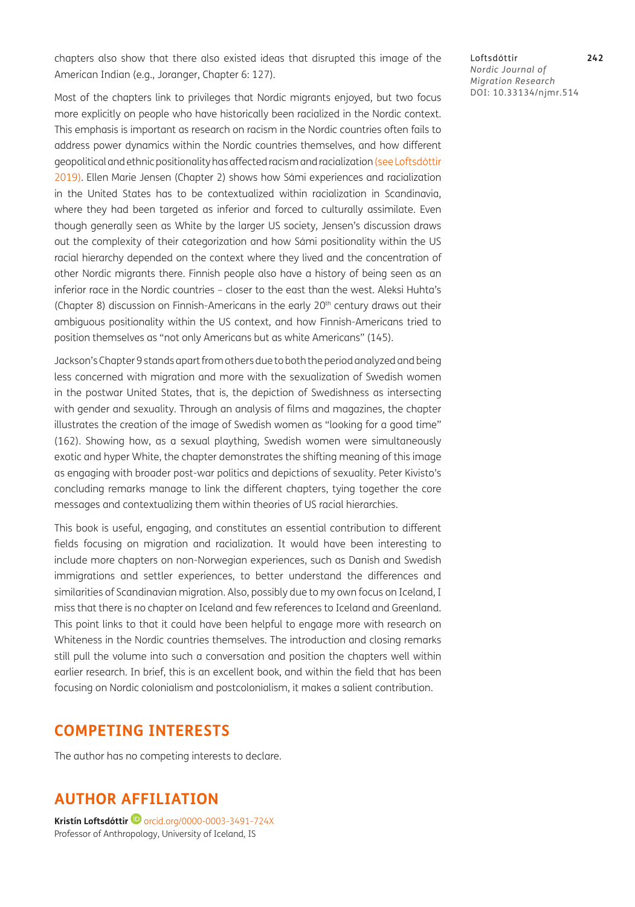chapters also show that there also existed ideas that disrupted this image of the American Indian (e.g., Joranger, Chapter 6: 127).

Most of the chapters link to privileges that Nordic migrants enjoyed, but two focus more explicitly on people who have historically been racialized in the Nordic context. This emphasis is important as research on racism in the Nordic countries often fails to address power dynamics within the Nordic countries themselves, and how different geopolitical and ethnic positionality has affected racism and racialization (see Loftsdóttir 2019). Ellen Marie Jensen (Chapter 2) shows how Sámi experiences and racialization in the United States has to be contextualized within racialization in Scandinavia, where they had been targeted as inferior and forced to culturally assimilate. Even though generally seen as White by the larger US society, Jensen's discussion draws out the complexity of their categorization and how Sámi positionality within the US racial hierarchy depended on the context where they lived and the concentration of other Nordic migrants there. Finnish people also have a history of being seen as an inferior race in the Nordic countries – closer to the east than the west. Aleksi Huhta's (Chapter 8) discussion on Finnish-Americans in the early 20th century draws out their ambiguous positionality within the US context, and how Finnish-Americans tried to position themselves as "not only Americans but as white Americans" (145).

Jackson's Chapter 9 stands apart from others due to both the period analyzed and being less concerned with migration and more with the sexualization of Swedish women in the postwar United States, that is, the depiction of Swedishness as intersecting with gender and sexuality. Through an analysis of films and magazines, the chapter illustrates the creation of the image of Swedish women as "looking for a good time" (162). Showing how, as a sexual plaything, Swedish women were simultaneously exotic and hyper White, the chapter demonstrates the shifting meaning of this image as engaging with broader post-war politics and depictions of sexuality. Peter Kivisto's concluding remarks manage to link the different chapters, tying together the core messages and contextualizing them within theories of US racial hierarchies.

This book is useful, engaging, and constitutes an essential contribution to different fields focusing on migration and racialization. It would have been interesting to include more chapters on non-Norwegian experiences, such as Danish and Swedish immigrations and settler experiences, to better understand the differences and similarities of Scandinavian migration. Also, possibly due to my own focus on Iceland, I miss that there is no chapter on Iceland and few references to Iceland and Greenland. This point links to that it could have been helpful to engage more with research on Whiteness in the Nordic countries themselves. The introduction and closing remarks still pull the volume into such a conversation and position the chapters well within earlier research. In brief, this is an excellent book, and within the field that has been focusing on Nordic colonialism and postcolonialism, it makes a salient contribution.

## COMPETING INTERESTS

The author has no competing interests to declare.

## AUTHOR AFFILIATION

**Kristín Loftsdóttir** orcid.org/0000-0003-3491-724X
Professor of Anthropology, University of Iceland, IS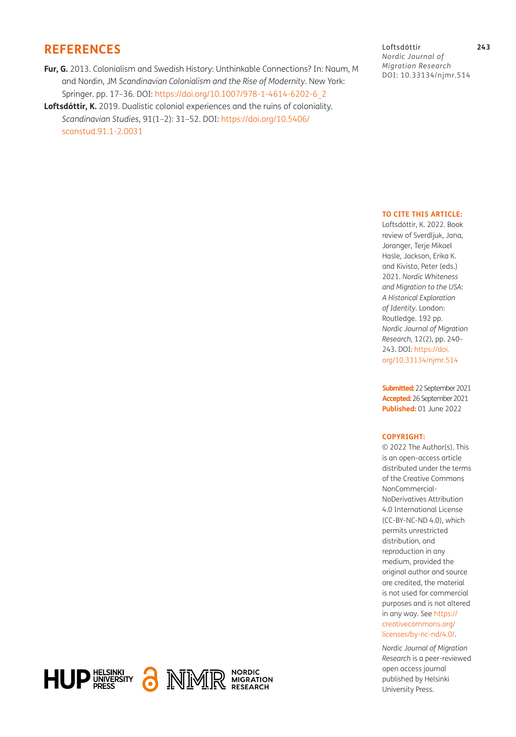## REFERENCES

**Fur, G.** 2013. Colonialism and Swedish History: Unthinkable Connections? In: Naum, M and Nordin, JM *Scandinavian Colonialism and the Rise of Modernity*. New York: Springer. pp. 17–36. DOI: https://doi.org/10.1007/978-1-4614-6202-6_2

**Loftsdóttir, K.** 2019. Dualistic colonial experiences and the ruins of coloniality. *Scandinavian Studies*, 91(1–2): 31–52. DOI: https://doi.org/10.5406/scanstud.91.1-2.0031

**TO CITE THIS ARTICLE:**

Loftsdóttir, K. 2022. Book review of Sverdljuk, Jana, Joranger, Terje Mikael Hasle, Jackson, Erika K. and Kivisto, Peter (eds.) 2021. *Nordic Whiteness and Migration to the USA: A Historical Exploration of Identity*. London: Routledge. 192 pp. *Nordic Journal of Migration Research*, 12(2), pp. 240–243. DOI: https://doi.org/10.33134/njmr.514

**Submitted:** 22 September 2021
**Accepted:** 26 September 2021
**Published:** 01 June 2022

**COPYRIGHT:**

© 2022 The Author(s). This is an open-access article distributed under the terms of the Creative Commons NonCommercial-NoDerivatives Attribution 4.0 International License (CC-BY-NC-ND 4.0), which permits unrestricted distribution, and reproduction in any medium, provided the original author and source are credited, the material is not used for commercial purposes and is not altered in any way. See https://creativecommons.org/licenses/by-nc-nd/4.0/.

*Nordic Journal of Migration Research* is a peer-reviewed open access journal published by Helsinki University Press.